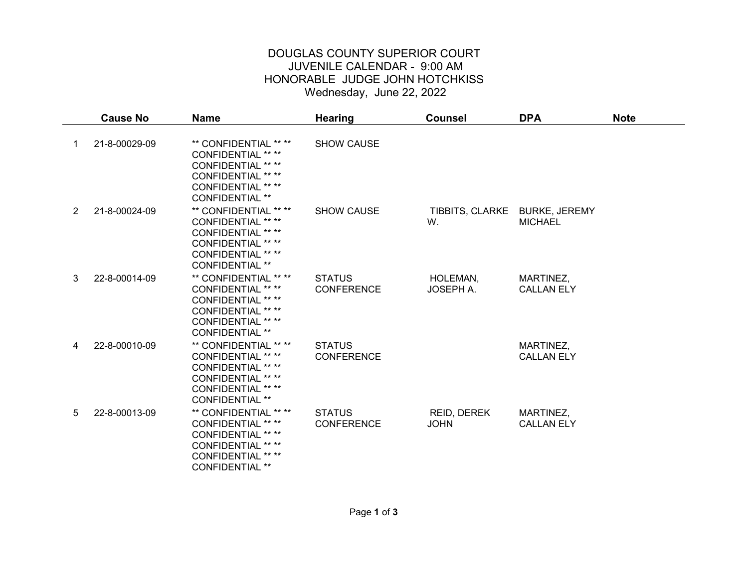# DOUGLAS COUNTY SUPERIOR COURT

## JUVENILE CALENDAR - 9:00 AM

## HONORABLE JUDGE JOHN HOTCHKISS

## Wednesday, June 22, 2022

| | Cause No | Name | Hearing | Counsel | DPA | Note |
|---|---|---|---|---|---|---|
| 1 | 21-8-00029-09 | ** CONFIDENTIAL ** ** CONFIDENTIAL ** ** CONFIDENTIAL ** ** CONFIDENTIAL ** ** CONFIDENTIAL ** ** CONFIDENTIAL ** | SHOW CAUSE | | | |
| 2 | 21-8-00024-09 | ** CONFIDENTIAL ** ** CONFIDENTIAL ** ** CONFIDENTIAL ** ** CONFIDENTIAL ** ** CONFIDENTIAL ** ** CONFIDENTIAL ** | SHOW CAUSE | TIBBITS, CLARKE W. | BURKE, JEREMY MICHAEL | |
| 3 | 22-8-00014-09 | ** CONFIDENTIAL ** ** CONFIDENTIAL ** ** CONFIDENTIAL ** ** CONFIDENTIAL ** ** CONFIDENTIAL ** ** CONFIDENTIAL ** | STATUS CONFERENCE | HOLEMAN, JOSEPH A. | MARTINEZ, CALLAN ELY | |
| 4 | 22-8-00010-09 | ** CONFIDENTIAL ** ** CONFIDENTIAL ** ** CONFIDENTIAL ** ** CONFIDENTIAL ** ** CONFIDENTIAL ** ** CONFIDENTIAL ** | STATUS CONFERENCE | | MARTINEZ, CALLAN ELY | |
| 5 | 22-8-00013-09 | ** CONFIDENTIAL ** ** CONFIDENTIAL ** ** CONFIDENTIAL ** ** CONFIDENTIAL ** ** CONFIDENTIAL ** ** CONFIDENTIAL ** | STATUS CONFERENCE | REID, DEREK JOHN | MARTINEZ, CALLAN ELY | |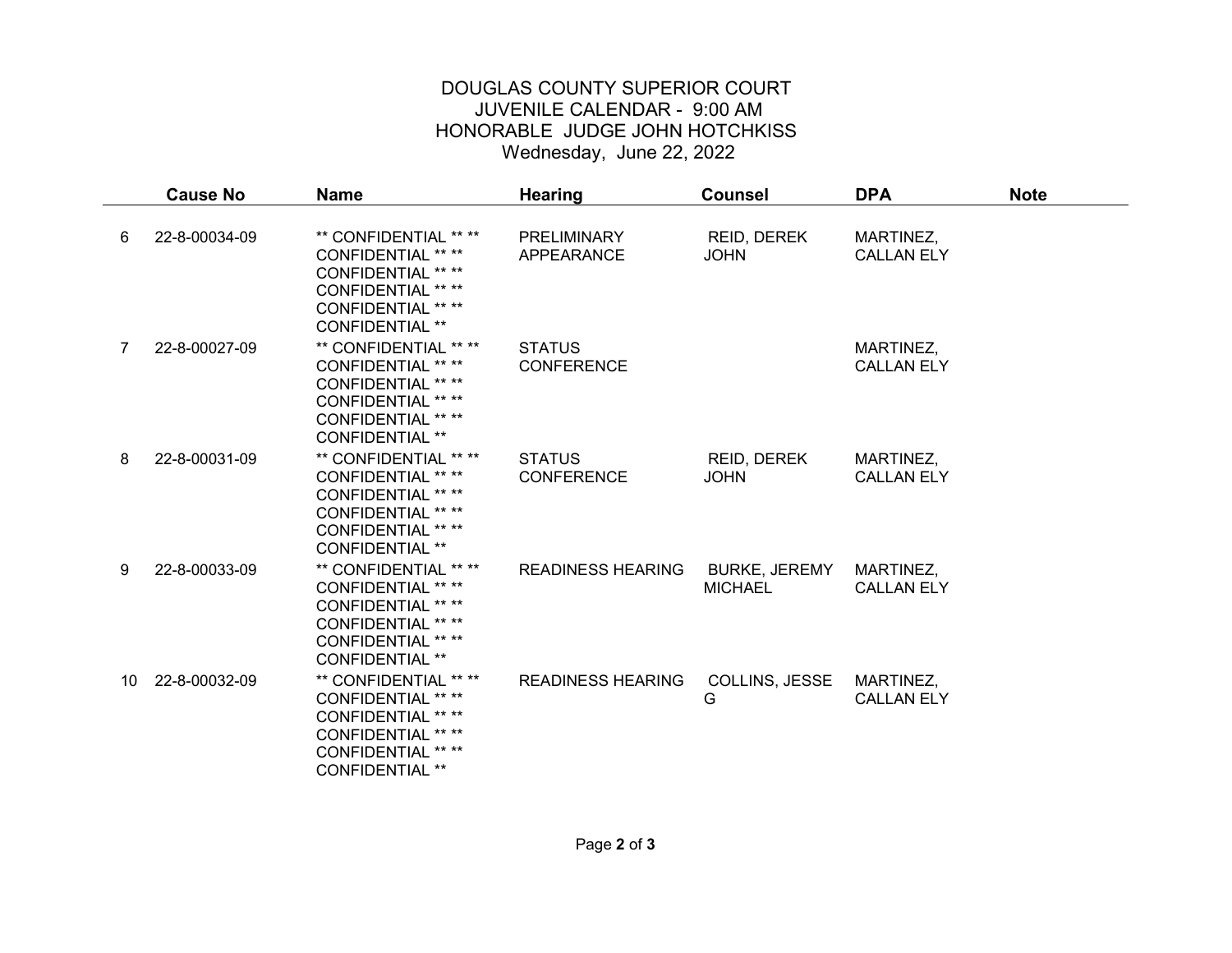DOUGLAS COUNTY SUPERIOR COURT
JUVENILE CALENDAR - 9:00 AM
HONORABLE JUDGE JOHN HOTCHKISS
Wednesday, June 22, 2022

| | Cause No | Name | Hearing | Counsel | DPA | Note |
|---|---|---|---|---|---|---|
| 6 | 22-8-00034-09 | ** CONFIDENTIAL ** ** CONFIDENTIAL ** ** CONFIDENTIAL ** ** CONFIDENTIAL ** ** CONFIDENTIAL ** ** CONFIDENTIAL ** | PRELIMINARY APPEARANCE | REID, DEREK JOHN | MARTINEZ, CALLAN ELY | |
| 7 | 22-8-00027-09 | ** CONFIDENTIAL ** ** CONFIDENTIAL ** ** CONFIDENTIAL ** ** CONFIDENTIAL ** ** CONFIDENTIAL ** ** CONFIDENTIAL ** | STATUS CONFERENCE | | MARTINEZ, CALLAN ELY | |
| 8 | 22-8-00031-09 | ** CONFIDENTIAL ** ** CONFIDENTIAL ** ** CONFIDENTIAL ** ** CONFIDENTIAL ** ** CONFIDENTIAL ** ** CONFIDENTIAL ** | STATUS CONFERENCE | REID, DEREK JOHN | MARTINEZ, CALLAN ELY | |
| 9 | 22-8-00033-09 | ** CONFIDENTIAL ** ** CONFIDENTIAL ** ** CONFIDENTIAL ** ** CONFIDENTIAL ** ** CONFIDENTIAL ** ** CONFIDENTIAL ** | READINESS HEARING | BURKE, JEREMY MICHAEL | MARTINEZ, CALLAN ELY | |
| 10 | 22-8-00032-09 | ** CONFIDENTIAL ** ** CONFIDENTIAL ** ** CONFIDENTIAL ** ** CONFIDENTIAL ** ** CONFIDENTIAL ** ** CONFIDENTIAL ** | READINESS HEARING | COLLINS, JESSE G | MARTINEZ, CALLAN ELY | |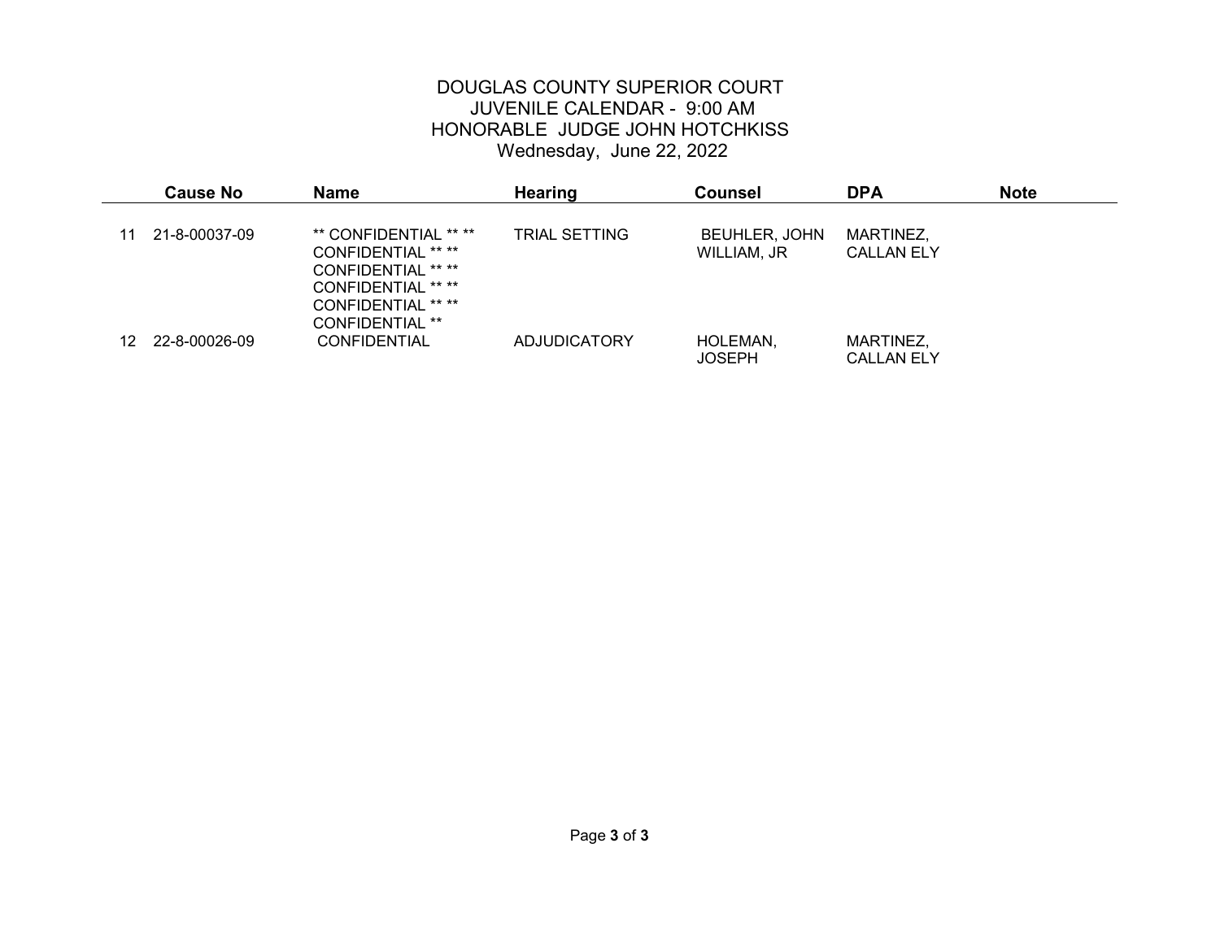# DOUGLAS COUNTY SUPERIOR COURT
## JUVENILE CALENDAR - 9:00 AM
## HONORABLE JUDGE JOHN HOTCHKISS
### Wednesday, June 22, 2022

| | Cause No | Name | Hearing | Counsel | DPA | Note |
|---|---|---|---|---|---|---|
| 11 | 21-8-00037-09 | ** CONFIDENTIAL ** ** CONFIDENTIAL ** ** CONFIDENTIAL ** ** CONFIDENTIAL ** ** CONFIDENTIAL ** ** CONFIDENTIAL ** | TRIAL SETTING | BEUHLER, JOHN WILLIAM, JR | MARTINEZ, CALLAN ELY | |
| 12 | 22-8-00026-09 | CONFIDENTIAL | ADJUDICATORY | HOLEMAN, JOSEPH | MARTINEZ, CALLAN ELY | |